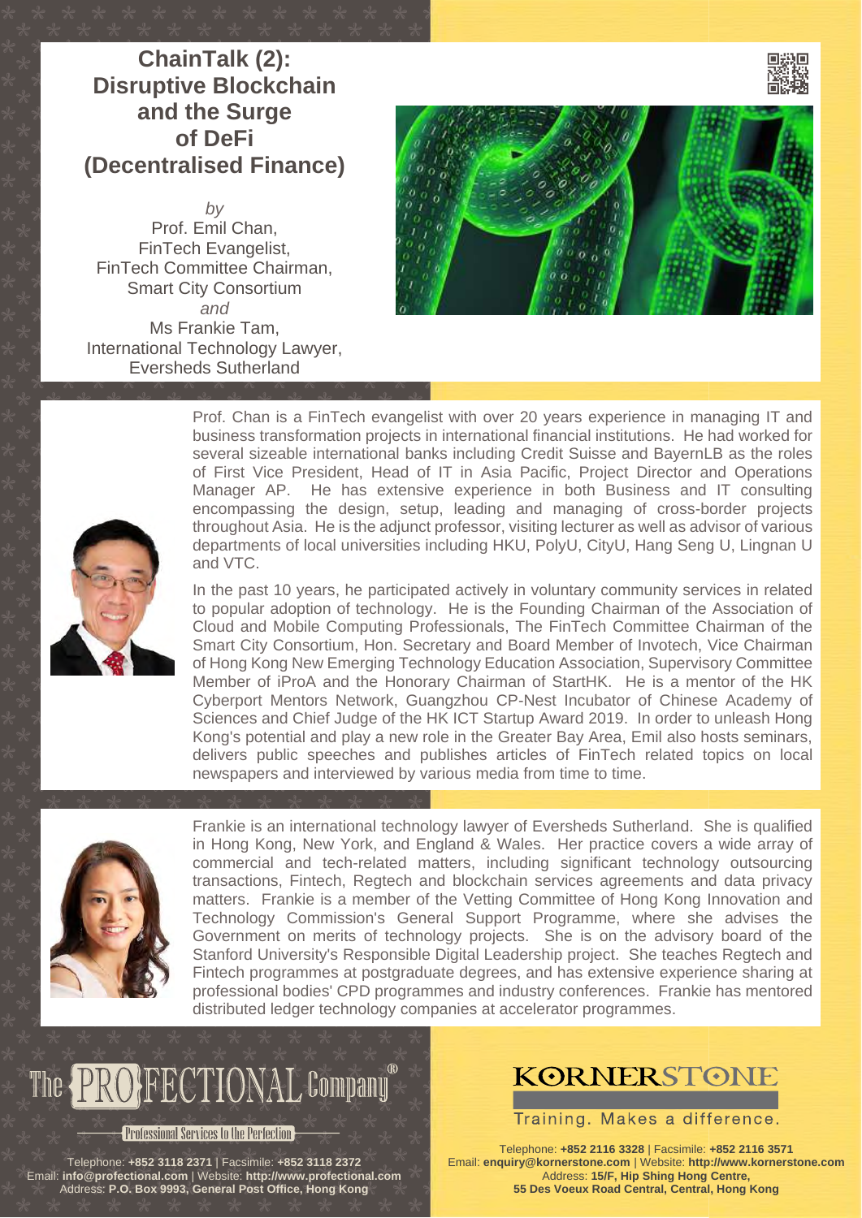# ChainTalk (2): Disruptive Blockchain and the Surge of DeFi (Decentralised Finance)

*by*

Prof. Emil Chan,
FinTech Evangelist,
FinTech Committee Chairman,
Smart City Consortium

*and*

Ms Frankie Tam,
International Technology Lawyer,
Eversheds Sutherland

Prof. Chan is a FinTech evangelist with over 20 years experience in managing IT and business transformation projects in international financial institutions. He had worked for several sizeable international banks including Credit Suisse and BayernLB as the roles of First Vice President, Head of IT in Asia Pacific, Project Director and Operations Manager AP. He has extensive experience in both Business and IT consulting encompassing the design, setup, leading and managing of cross-border projects throughout Asia. He is the adjunct professor, visiting lecturer as well as advisor of various departments of local universities including HKU, PolyU, CityU, Hang Seng U, Lingnan U and VTC.

In the past 10 years, he participated actively in voluntary community services in related to popular adoption of technology. He is the Founding Chairman of the Association of Cloud and Mobile Computing Professionals, The FinTech Committee Chairman of the Smart City Consortium, Hon. Secretary and Board Member of Invotech, Vice Chairman of Hong Kong New Emerging Technology Education Association, Supervisory Committee Member of iProA and the Honorary Chairman of StartHK. He is a mentor of the HK Cyberport Mentors Network, Guangzhou CP-Nest Incubator of Chinese Academy of Sciences and Chief Judge of the HK ICT Startup Award 2019. In order to unleash Hong Kong's potential and play a new role in the Greater Bay Area, Emil also hosts seminars, delivers public speeches and publishes articles of FinTech related topics on local newspapers and interviewed by various media from time to time.

Frankie is an international technology lawyer of Eversheds Sutherland. She is qualified in Hong Kong, New York, and England & Wales. Her practice covers a wide array of commercial and tech-related matters, including significant technology outsourcing transactions, Fintech, Regtech and blockchain services agreements and data privacy matters. Frankie is a member of the Vetting Committee of Hong Kong Innovation and Technology Commission's General Support Programme, where she advises the Government on merits of technology projects. She is on the advisory board of the Stanford University's Responsible Digital Leadership project. She teaches Regtech and Fintech programmes at postgraduate degrees, and has extensive experience sharing at professional bodies' CPD programmes and industry conferences. Frankie has mentored distributed ledger technology companies at accelerator programmes.

**The PROFECTIONAL Company®**

Professional Services to the Perfection

Telephone: **+852 3118 2371** | Facsimile: **+852 3118 2372**
Email: **info@profectional.com** | Website: **http://www.profectional.com**
Address: **P.O. Box 9993, General Post Office, Hong Kong**

**KORNERSTONE**

Training. Makes a difference.

Telephone: **+852 2116 3328** | Facsimile: **+852 2116 3571**
Email: **enquiry@kornerstone.com** | Website: **http://www.kornerstone.com**
Address: **15/F, Hip Shing Hong Centre, 55 Des Voeux Road Central, Central, Hong Kong**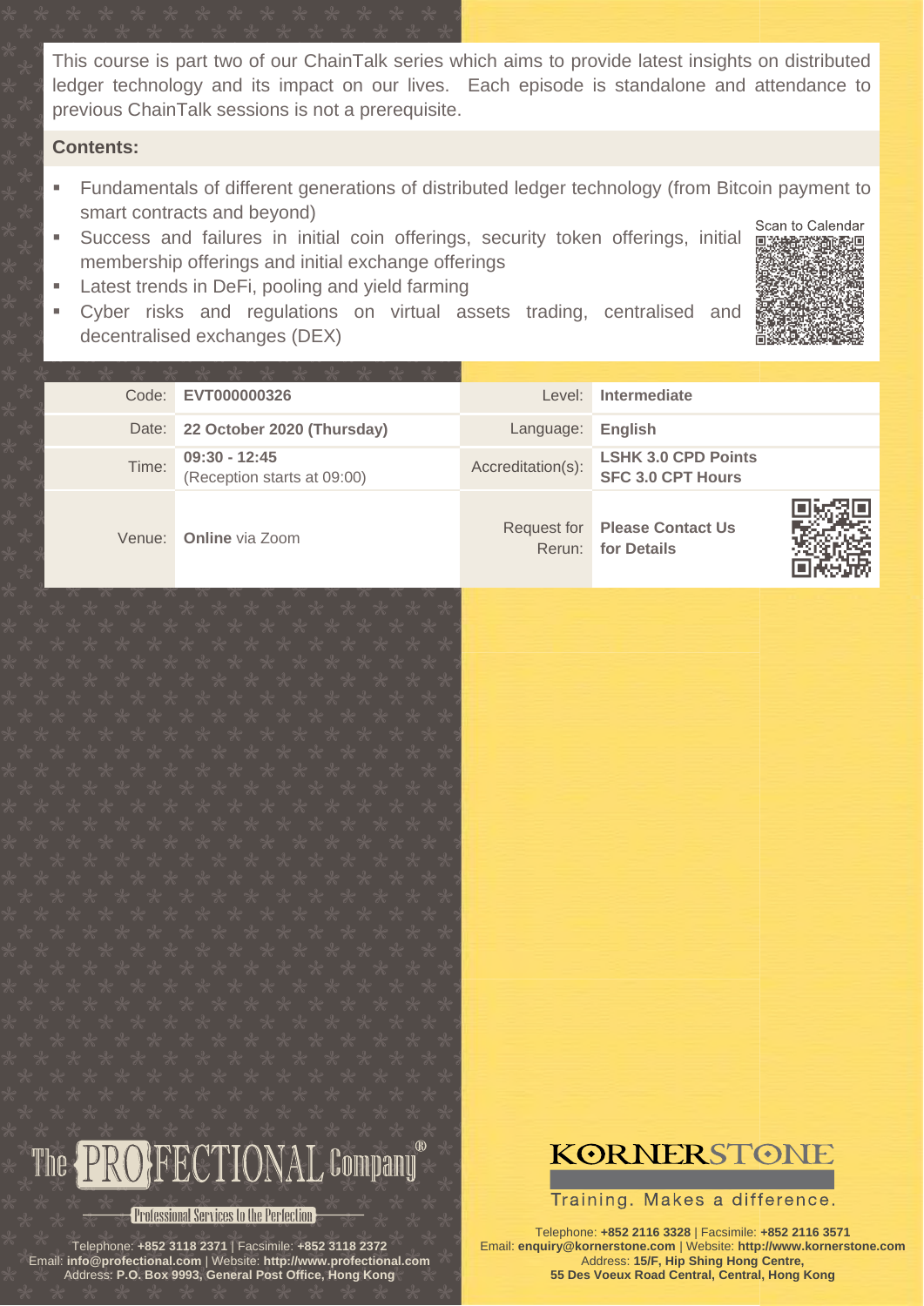This course is part two of our ChainTalk series which aims to provide latest insights on distributed ledger technology and its impact on our lives. Each episode is standalone and attendance to previous ChainTalk sessions is not a prerequisite.

**Contents:**

- Fundamentals of different generations of distributed ledger technology (from Bitcoin payment to smart contracts and beyond)
- Success and failures in initial coin offerings, security token offerings, initial membership offerings and initial exchange offerings
- Latest trends in DeFi, pooling and yield farming
- Cyber risks and regulations on virtual assets trading, centralised and decentralised exchanges (DEX)

Scan to Calendar

| | | | |
|---|---|---|---|
| Code: | **EVT000000326** | Level: | **Intermediate** |
| Date: | **22 October 2020 (Thursday)** | Language: | **English** |
| Time: | **09:30 - 12:45** (Reception starts at 09:00) | Accreditation(s): | **LSHK 3.0 CPD Points** **SFC 3.0 CPT Hours** |
| Venue: | **Online** via Zoom | Request for Rerun: | **Please Contact Us for Details** |

The PROFECTIONAL Company®

Professional Services to the Perfection

Telephone: **+852 3118 2371** | Facsimile: **+852 3118 2372**
Email: **info@profectional.com** | Website: **http://www.profectional.com**
Address: **P.O. Box 9993, General Post Office, Hong Kong**

KORNERSTONE

Training. Makes a difference.

Telephone: **+852 2116 3328** | Facsimile: **+852 2116 3571**
Email: **enquiry@kornerstone.com** | Website: **http://www.kornerstone.com**
Address: **15/F, Hip Shing Hong Centre,**
**55 Des Voeux Road Central, Central, Hong Kong**